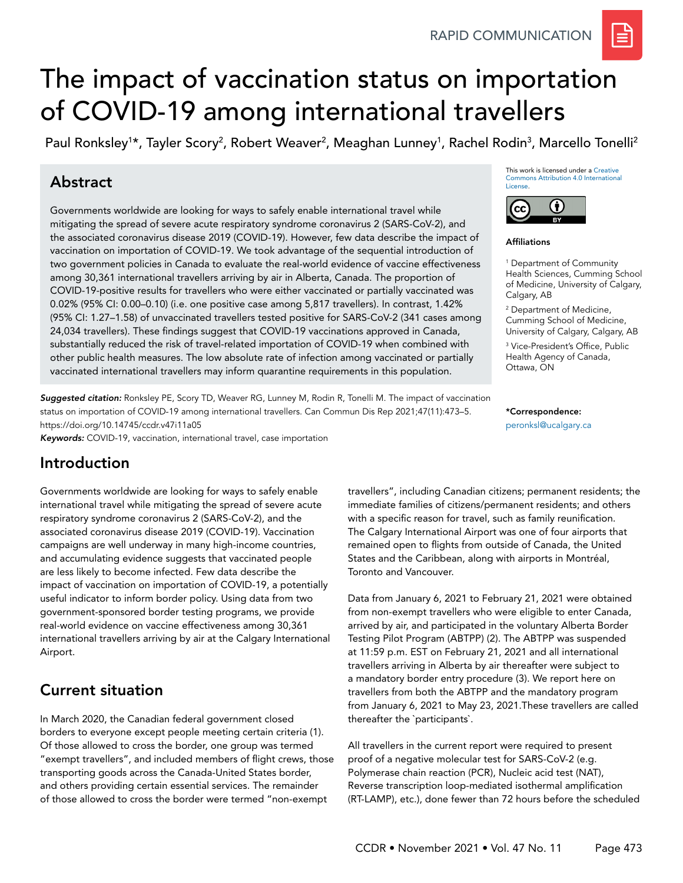RAPID COMMUNICATION

# The impact of vaccination status on importation of COVID-19 among international travellers

Paul Ronksley[1]*, Tayler Scory[2], Robert Weaver[2], Meaghan Lunney[1], Rachel Rodin[3], Marcello Tonelli[2]

## Abstract

Governments worldwide are looking for ways to safely enable international travel while mitigating the spread of severe acute respiratory syndrome coronavirus 2 (SARS-CoV-2), and the associated coronavirus disease 2019 (COVID-19). However, few data describe the impact of vaccination on importation of COVID-19. We took advantage of the sequential introduction of two government policies in Canada to evaluate the real-world evidence of vaccine effectiveness among 30,361 international travellers arriving by air in Alberta, Canada. The proportion of COVID-19-positive results for travellers who were either vaccinated or partially vaccinated was 0.02% (95% CI: 0.00–0.10) (i.e. one positive case among 5,817 travellers). In contrast, 1.42% (95% CI: 1.27–1.58) of unvaccinated travellers tested positive for SARS-CoV-2 (341 cases among 24,034 travellers). These findings suggest that COVID-19 vaccinations approved in Canada, substantially reduced the risk of travel-related importation of COVID-19 when combined with other public health measures. The low absolute rate of infection among vaccinated or partially vaccinated international travellers may inform quarantine requirements in this population.

*Suggested citation:* Ronksley PE, Scory TD, Weaver RG, Lunney M, Rodin R, Tonelli M. The impact of vaccination status on importation of COVID-19 among international travellers. Can Commun Dis Rep 2021;47(11):473–5. https://doi.org/10.14745/ccdr.v47i11a05

*Keywords:* COVID-19, vaccination, international travel, case importation

This work is licensed under a Creative Commons Attribution 4.0 International License.

**Affiliations**

[1] Department of Community Health Sciences, Cumming School of Medicine, University of Calgary, Calgary, AB

[2] Department of Medicine, Cumming School of Medicine, University of Calgary, Calgary, AB

[3] Vice-President's Office, Public Health Agency of Canada, Ottawa, ON

***Correspondence:**
peronksl@ucalgary.ca

## Introduction

Governments worldwide are looking for ways to safely enable international travel while mitigating the spread of severe acute respiratory syndrome coronavirus 2 (SARS-CoV-2), and the associated coronavirus disease 2019 (COVID-19). Vaccination campaigns are well underway in many high-income countries, and accumulating evidence suggests that vaccinated people are less likely to become infected. Few data describe the impact of vaccination on importation of COVID-19, a potentially useful indicator to inform border policy. Using data from two government-sponsored border testing programs, we provide real-world evidence on vaccine effectiveness among 30,361 international travellers arriving by air at the Calgary International Airport.

## Current situation

In March 2020, the Canadian federal government closed borders to everyone except people meeting certain criteria (1). Of those allowed to cross the border, one group was termed "exempt travellers", and included members of flight crews, those transporting goods across the Canada-United States border, and others providing certain essential services. The remainder of those allowed to cross the border were termed "non-exempt travellers", including Canadian citizens; permanent residents; the immediate families of citizens/permanent residents; and others with a specific reason for travel, such as family reunification. The Calgary International Airport was one of four airports that remained open to flights from outside of Canada, the United States and the Caribbean, along with airports in Montréal, Toronto and Vancouver.

Data from January 6, 2021 to February 21, 2021 were obtained from non-exempt travellers who were eligible to enter Canada, arrived by air, and participated in the voluntary Alberta Border Testing Pilot Program (ABTPP) (2). The ABTPP was suspended at 11:59 p.m. EST on February 21, 2021 and all international travellers arriving in Alberta by air thereafter were subject to a mandatory border entry procedure (3). We report here on travellers from both the ABTPP and the mandatory program from January 6, 2021 to May 23, 2021.These travellers are called thereafter the `participants`.

All travellers in the current report were required to present proof of a negative molecular test for SARS-CoV-2 (e.g. Polymerase chain reaction (PCR), Nucleic acid test (NAT), Reverse transcription loop-mediated isothermal amplification (RT-LAMP), etc.), done fewer than 72 hours before the scheduled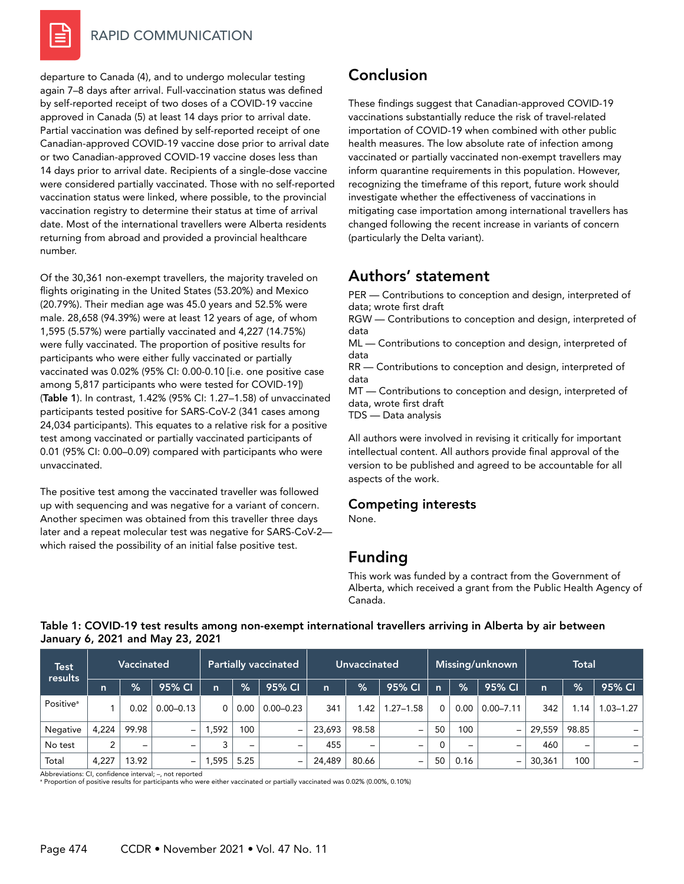departure to Canada (4), and to undergo molecular testing again 7–8 days after arrival. Full-vaccination status was defined by self-reported receipt of two doses of a COVID-19 vaccine approved in Canada (5) at least 14 days prior to arrival date. Partial vaccination was defined by self-reported receipt of one Canadian-approved COVID-19 vaccine dose prior to arrival date or two Canadian-approved COVID-19 vaccine doses less than 14 days prior to arrival date. Recipients of a single-dose vaccine were considered partially vaccinated. Those with no self-reported vaccination status were linked, where possible, to the provincial vaccination registry to determine their status at time of arrival date. Most of the international travellers were Alberta residents returning from abroad and provided a provincial healthcare number.

Of the 30,361 non-exempt travellers, the majority traveled on flights originating in the United States (53.20%) and Mexico (20.79%). Their median age was 45.0 years and 52.5% were male. 28,658 (94.39%) were at least 12 years of age, of whom 1,595 (5.57%) were partially vaccinated and 4,227 (14.75%) were fully vaccinated. The proportion of positive results for participants who were either fully vaccinated or partially vaccinated was 0.02% (95% CI: 0.00-0.10 [i.e. one positive case among 5,817 participants who were tested for COVID-19]) (**Table 1**). In contrast, 1.42% (95% CI: 1.27–1.58) of unvaccinated participants tested positive for SARS-CoV-2 (341 cases among 24,034 participants). This equates to a relative risk for a positive test among vaccinated or partially vaccinated participants of 0.01 (95% CI: 0.00–0.09) compared with participants who were unvaccinated.

The positive test among the vaccinated traveller was followed up with sequencing and was negative for a variant of concern. Another specimen was obtained from this traveller three days later and a repeat molecular test was negative for SARS-CoV-2—which raised the possibility of an initial false positive test.

## Conclusion

These findings suggest that Canadian-approved COVID-19 vaccinations substantially reduce the risk of travel-related importation of COVID-19 when combined with other public health measures. The low absolute rate of infection among vaccinated or partially vaccinated non-exempt travellers may inform quarantine requirements in this population. However, recognizing the timeframe of this report, future work should investigate whether the effectiveness of vaccinations in mitigating case importation among international travellers has changed following the recent increase in variants of concern (particularly the Delta variant).

## Authors' statement

PER — Contributions to conception and design, interpreted of data; wrote first draft
RGW — Contributions to conception and design, interpreted of data
ML — Contributions to conception and design, interpreted of data
RR — Contributions to conception and design, interpreted of data
MT — Contributions to conception and design, interpreted of data, wrote first draft
TDS — Data analysis

All authors were involved in revising it critically for important intellectual content. All authors provide final approval of the version to be published and agreed to be accountable for all aspects of the work.

## Competing interests

None.

## Funding

This work was funded by a contract from the Government of Alberta, which received a grant from the Public Health Agency of Canada.

**Table 1: COVID-19 test results among non-exempt international travellers arriving in Alberta by air between January 6, 2021 and May 23, 2021**

| Test results | Vaccinated | | | Partially vaccinated | | | Unvaccinated | | | Missing/unknown | | | Total | | |
|---|---|---|---|---|---|---|---|---|---|---|---|---|---|---|---|
| | n | % | 95% CI | n | % | 95% CI | n | % | 95% CI | n | % | 95% CI | n | % | 95% CI |
| Positive[a] | 1 | 0.02 | 0.00–0.13 | 0 | 0.00 | 0.00–0.23 | 341 | 1.42 | 1.27–1.58 | 0 | 0.00 | 0.00–7.11 | 342 | 1.14 | 1.03–1.27 |
| Negative | 4,224 | 99.98 | – | 1,592 | 100 | – | 23,693 | 98.58 | – | 50 | 100 | – | 29,559 | 98.85 | – |
| No test | 2 | – | – | 3 | – | – | 455 | – | – | 0 | – | – | 460 | – | – |
| Total | 4,227 | 13.92 | – | 1,595 | 5.25 | – | 24,489 | 80.66 | – | 50 | 0.16 | – | 30,361 | 100 | – |

Abbreviations: CI, confidence interval; –, not reported
[a] Proportion of positive results for participants who were either vaccinated or partially vaccinated was 0.02% (0.00%, 0.10%)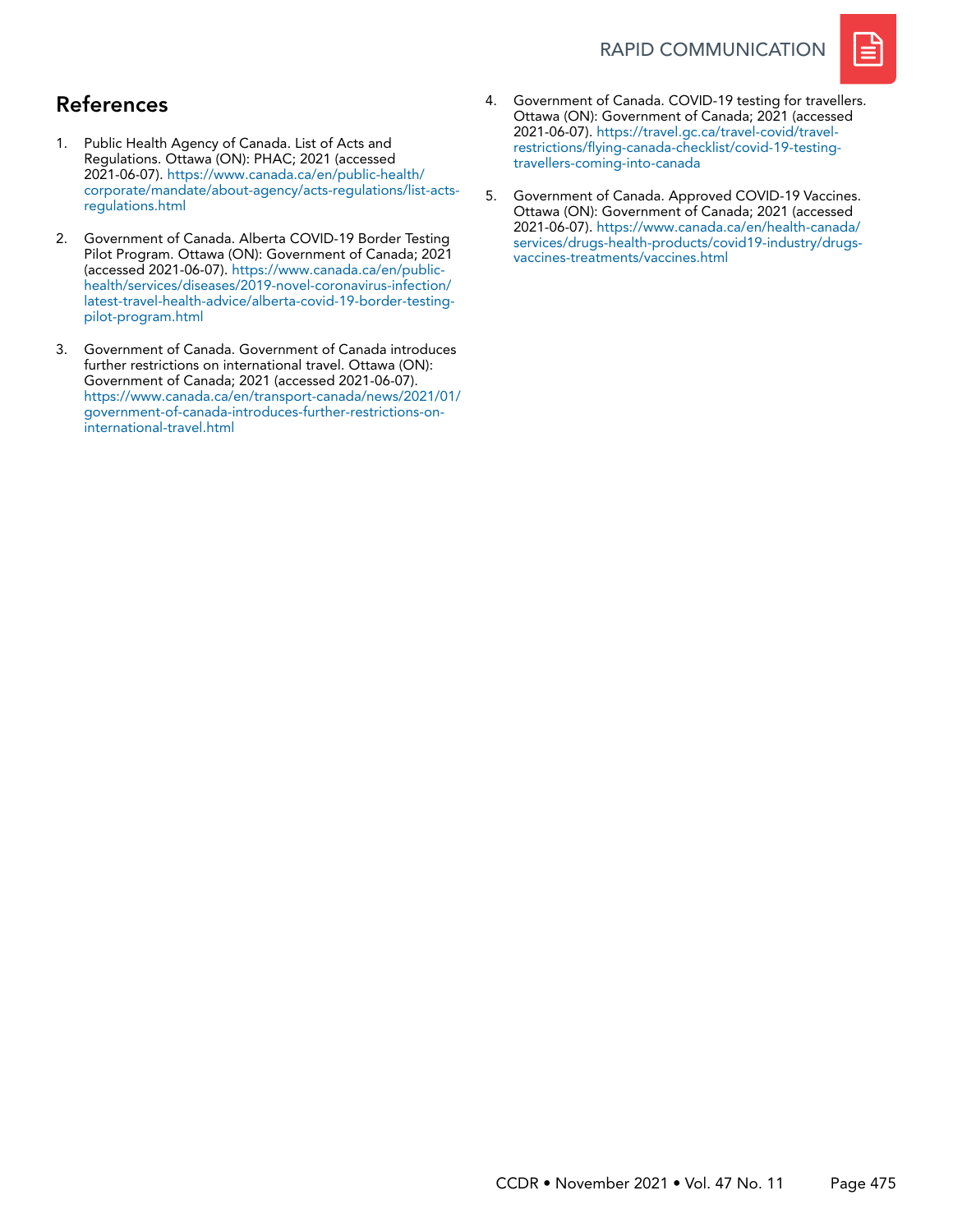## References

1. Public Health Agency of Canada. List of Acts and Regulations. Ottawa (ON): PHAC; 2021 (accessed 2021-06-07). https://www.canada.ca/en/public-health/corporate/mandate/about-agency/acts-regulations/list-acts-regulations.html

2. Government of Canada. Alberta COVID-19 Border Testing Pilot Program. Ottawa (ON): Government of Canada; 2021 (accessed 2021-06-07). https://www.canada.ca/en/public-health/services/diseases/2019-novel-coronavirus-infection/latest-travel-health-advice/alberta-covid-19-border-testing-pilot-program.html

3. Government of Canada. Government of Canada introduces further restrictions on international travel. Ottawa (ON): Government of Canada; 2021 (accessed 2021-06-07). https://www.canada.ca/en/transport-canada/news/2021/01/government-of-canada-introduces-further-restrictions-on-international-travel.html

4. Government of Canada. COVID-19 testing for travellers. Ottawa (ON): Government of Canada; 2021 (accessed 2021-06-07). https://travel.gc.ca/travel-covid/travel-restrictions/flying-canada-checklist/covid-19-testing-travellers-coming-into-canada

5. Government of Canada. Approved COVID-19 Vaccines. Ottawa (ON): Government of Canada; 2021 (accessed 2021-06-07). https://www.canada.ca/en/health-canada/services/drugs-health-products/covid19-industry/drugs-vaccines-treatments/vaccines.html